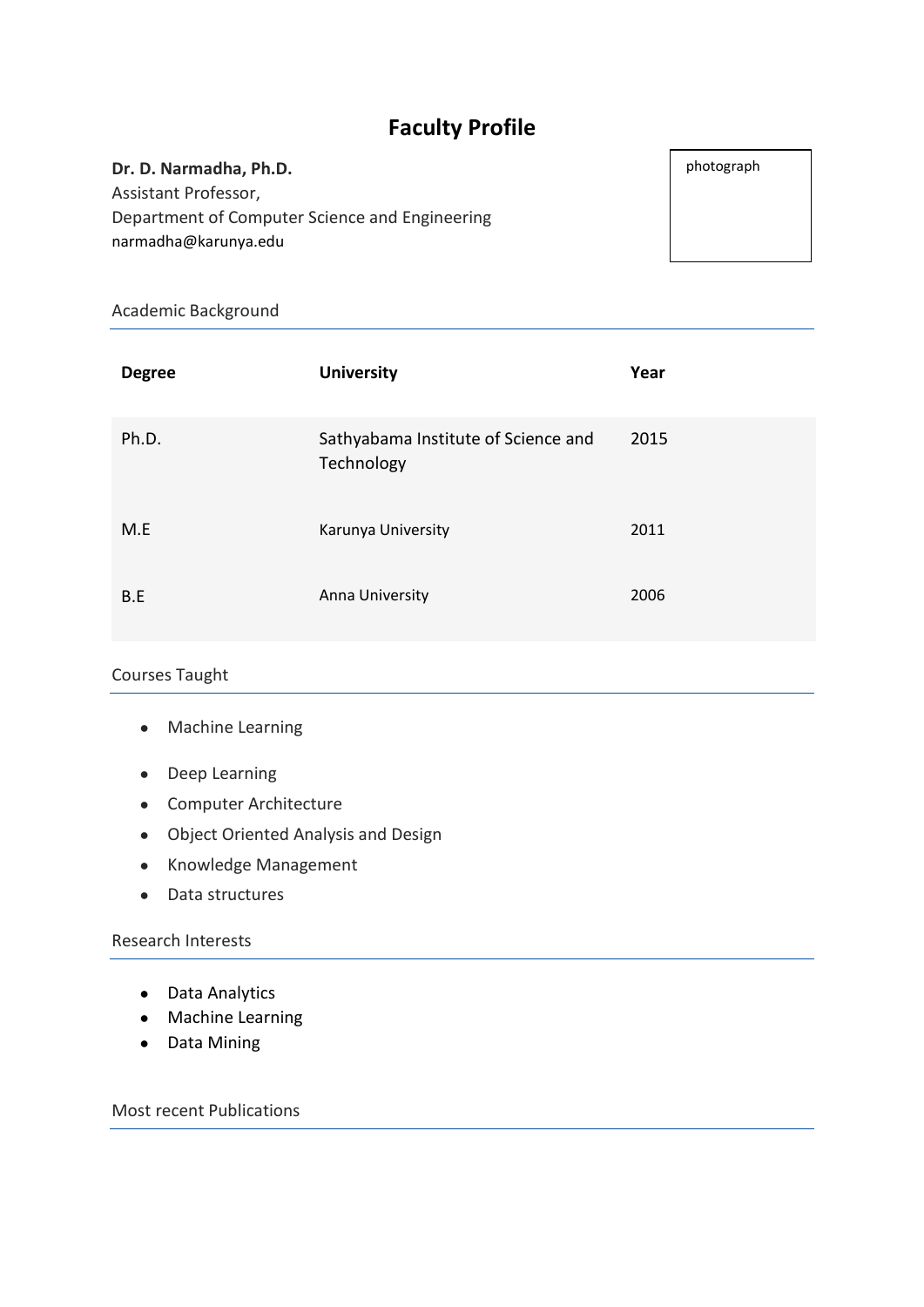# Faculty Profile

**Dr. D. Narmadha, Ph.D.**
Assistant Professor,
Department of Computer Science and Engineering
narmadha@karunya.edu

photograph

## Academic Background

| Degree | University | Year |
| --- | --- | --- |
| Ph.D. | Sathyabama Institute of Science and Technology | 2015 |
| M.E | Karunya University | 2011 |
| B.E | Anna University | 2006 |

## Courses Taught

- Machine Learning
- Deep Learning
- Computer Architecture
- Object Oriented Analysis and Design
- Knowledge Management
- Data structures

## Research Interests

- Data Analytics
- Machine Learning
- Data Mining

## Most recent Publications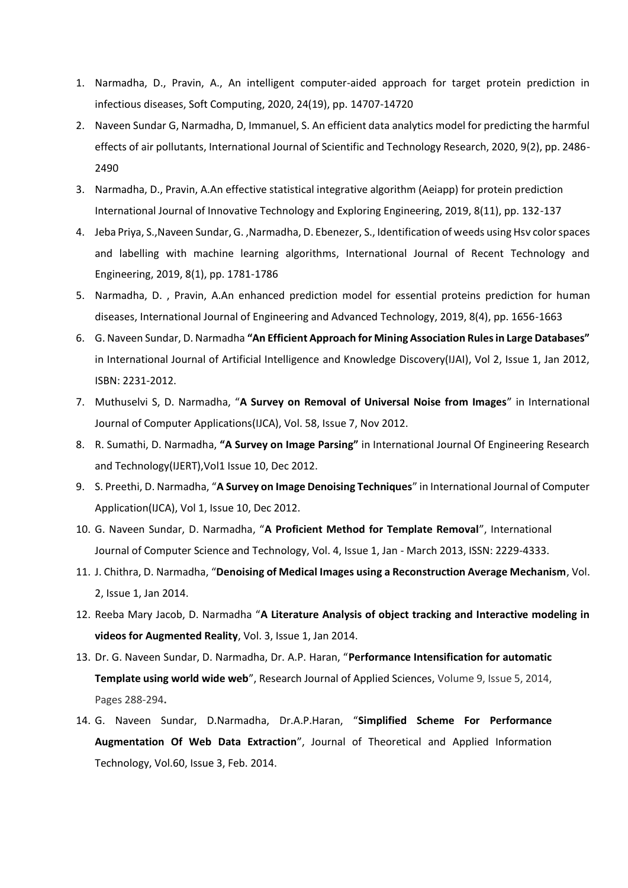1. Narmadha, D., Pravin, A., An intelligent computer-aided approach for target protein prediction in infectious diseases, Soft Computing, 2020, 24(19), pp. 14707-14720
2. Naveen Sundar G, Narmadha, D, Immanuel, S. An efficient data analytics model for predicting the harmful effects of air pollutants, International Journal of Scientific and Technology Research, 2020, 9(2), pp. 2486-2490
3. Narmadha, D., Pravin, A.An effective statistical integrative algorithm (Aeiapp) for protein prediction International Journal of Innovative Technology and Exploring Engineering, 2019, 8(11), pp. 132-137
4. Jeba Priya, S.,Naveen Sundar, G. ,Narmadha, D. Ebenezer, S., Identification of weeds using Hsv color spaces and labelling with machine learning algorithms, International Journal of Recent Technology and Engineering, 2019, 8(1), pp. 1781-1786
5. Narmadha, D. , Pravin, A.An enhanced prediction model for essential proteins prediction for human diseases, International Journal of Engineering and Advanced Technology, 2019, 8(4), pp. 1656-1663
6. G. Naveen Sundar, D. Narmadha **"An Efficient Approach for Mining Association Rules in Large Databases"** in International Journal of Artificial Intelligence and Knowledge Discovery(IJAI), Vol 2, Issue 1, Jan 2012, ISBN: 2231-2012.
7. Muthuselvi S, D. Narmadha, "**A Survey on Removal of Universal Noise from Images**" in International Journal of Computer Applications(IJCA), Vol. 58, Issue 7, Nov 2012.
8. R. Sumathi, D. Narmadha, **"A Survey on Image Parsing"** in International Journal Of Engineering Research and Technology(IJERT),Vol1 Issue 10, Dec 2012.
9. S. Preethi, D. Narmadha, "**A Survey on Image Denoising Techniques**" in International Journal of Computer Application(IJCA), Vol 1, Issue 10, Dec 2012.
10. G. Naveen Sundar, D. Narmadha, "**A Proficient Method for Template Removal**", International Journal of Computer Science and Technology, Vol. 4, Issue 1, Jan - March 2013, ISSN: 2229-4333.
11. J. Chithra, D. Narmadha, "**Denoising of Medical Images using a Reconstruction Average Mechanism**, Vol. 2, Issue 1, Jan 2014.
12. Reeba Mary Jacob, D. Narmadha "**A Literature Analysis of object tracking and Interactive modeling in videos for Augmented Reality**, Vol. 3, Issue 1, Jan 2014.
13. Dr. G. Naveen Sundar, D. Narmadha, Dr. A.P. Haran, "**Performance Intensification for automatic Template using world wide web**", Research Journal of Applied Sciences, Volume 9, Issue 5, 2014, Pages 288-294.
14. G. Naveen Sundar, D.Narmadha, Dr.A.P.Haran, "**Simplified Scheme For Performance Augmentation Of Web Data Extraction**", Journal of Theoretical and Applied Information Technology, Vol.60, Issue 3, Feb. 2014.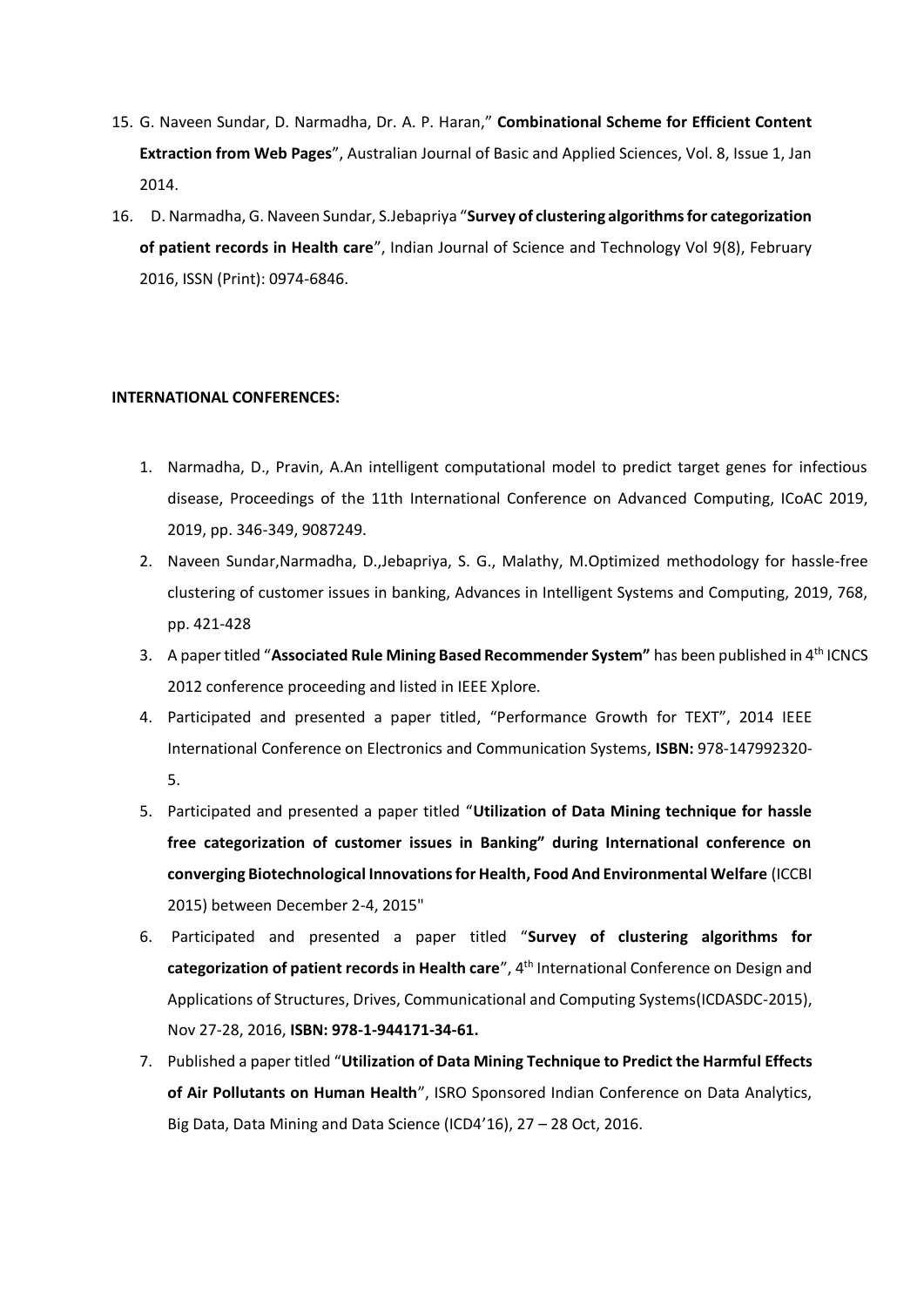15. G. Naveen Sundar, D. Narmadha, Dr. A. P. Haran," **Combinational Scheme for Efficient Content Extraction from Web Pages**", Australian Journal of Basic and Applied Sciences, Vol. 8, Issue 1, Jan 2014.
16. D. Narmadha, G. Naveen Sundar, S.Jebapriya "**Survey of clustering algorithms for categorization of patient records in Health care**", Indian Journal of Science and Technology Vol 9(8), February 2016, ISSN (Print): 0974-6846.

**INTERNATIONAL CONFERENCES:**

1. Narmadha, D., Pravin, A.An intelligent computational model to predict target genes for infectious disease, Proceedings of the 11th International Conference on Advanced Computing, ICoAC 2019, 2019, pp. 346-349, 9087249.
2. Naveen Sundar,Narmadha, D.,Jebapriya, S. G., Malathy, M.Optimized methodology for hassle-free clustering of customer issues in banking, Advances in Intelligent Systems and Computing, 2019, 768, pp. 421-428
3. A paper titled "**Associated Rule Mining Based Recommender System"** has been published in 4th ICNCS 2012 conference proceeding and listed in IEEE Xplore.
4. Participated and presented a paper titled, "Performance Growth for TEXT", 2014 IEEE International Conference on Electronics and Communication Systems, **ISBN:** 978-147992320-5.
5. Participated and presented a paper titled "**Utilization of Data Mining technique for hassle free categorization of customer issues in Banking" during International conference on converging Biotechnological Innovations for Health, Food And Environmental Welfare** (ICCBI 2015) between December 2-4, 2015"
6. Participated and presented a paper titled "**Survey of clustering algorithms for categorization of patient records in Health care**", 4th International Conference on Design and Applications of Structures, Drives, Communicational and Computing Systems(ICDASDC-2015), Nov 27-28, 2016, **ISBN: 978-1-944171-34-61.**
7. Published a paper titled "**Utilization of Data Mining Technique to Predict the Harmful Effects of Air Pollutants on Human Health**", ISRO Sponsored Indian Conference on Data Analytics, Big Data, Data Mining and Data Science (ICD4'16), 27 – 28 Oct, 2016.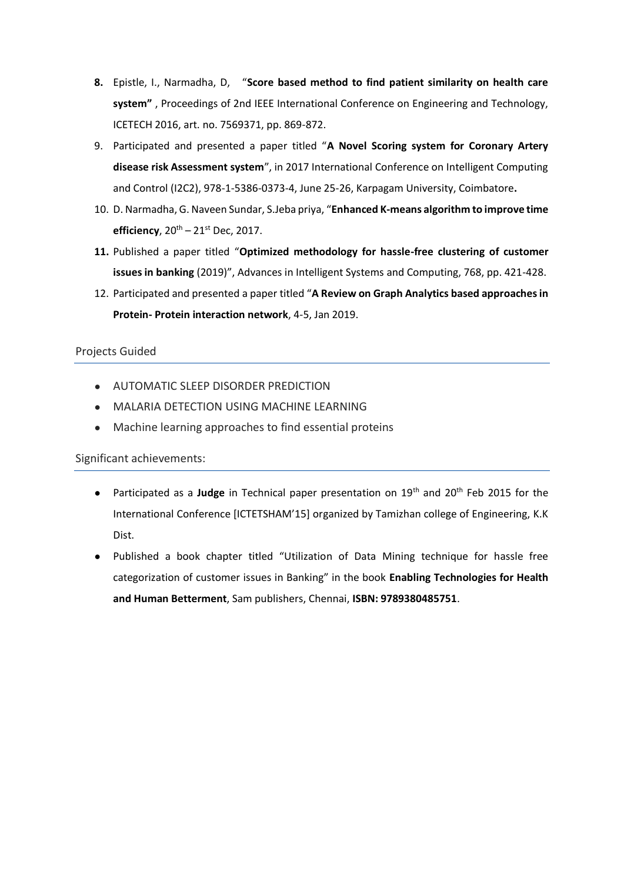8. Epistle, I., Narmadha, D, "**Score based method to find patient similarity on health care system"** , Proceedings of 2nd IEEE International Conference on Engineering and Technology, ICETECH 2016, art. no. 7569371, pp. 869-872.
9. Participated and presented a paper titled "**A Novel Scoring system for Coronary Artery disease risk Assessment system**", in 2017 International Conference on Intelligent Computing and Control (I2C2), 978-1-5386-0373-4, June 25-26, Karpagam University, Coimbatore**.**
10. D. Narmadha, G. Naveen Sundar, S.Jeba priya, "**Enhanced K-means algorithm to improve time efficiency**, $20^{th}$ – $21^{st}$ Dec, 2017.
11. Published a paper titled "**Optimized methodology for hassle-free clustering of customer issues in banking** (2019)", Advances in Intelligent Systems and Computing, 768, pp. 421-428.
12. Participated and presented a paper titled "**A Review on Graph Analytics based approaches in Protein- Protein interaction network**, 4-5, Jan 2019.

## Projects Guided

- AUTOMATIC SLEEP DISORDER PREDICTION
- MALARIA DETECTION USING MACHINE LEARNING
- Machine learning approaches to find essential proteins

## Significant achievements:

- Participated as a **Judge** in Technical paper presentation on $19^{th}$ and $20^{th}$ Feb 2015 for the International Conference [ICTETSHAM'15] organized by Tamizhan college of Engineering, K.K Dist.
- Published a book chapter titled "Utilization of Data Mining technique for hassle free categorization of customer issues in Banking" in the book **Enabling Technologies for Health and Human Betterment**, Sam publishers, Chennai, **ISBN: 9789380485751**.